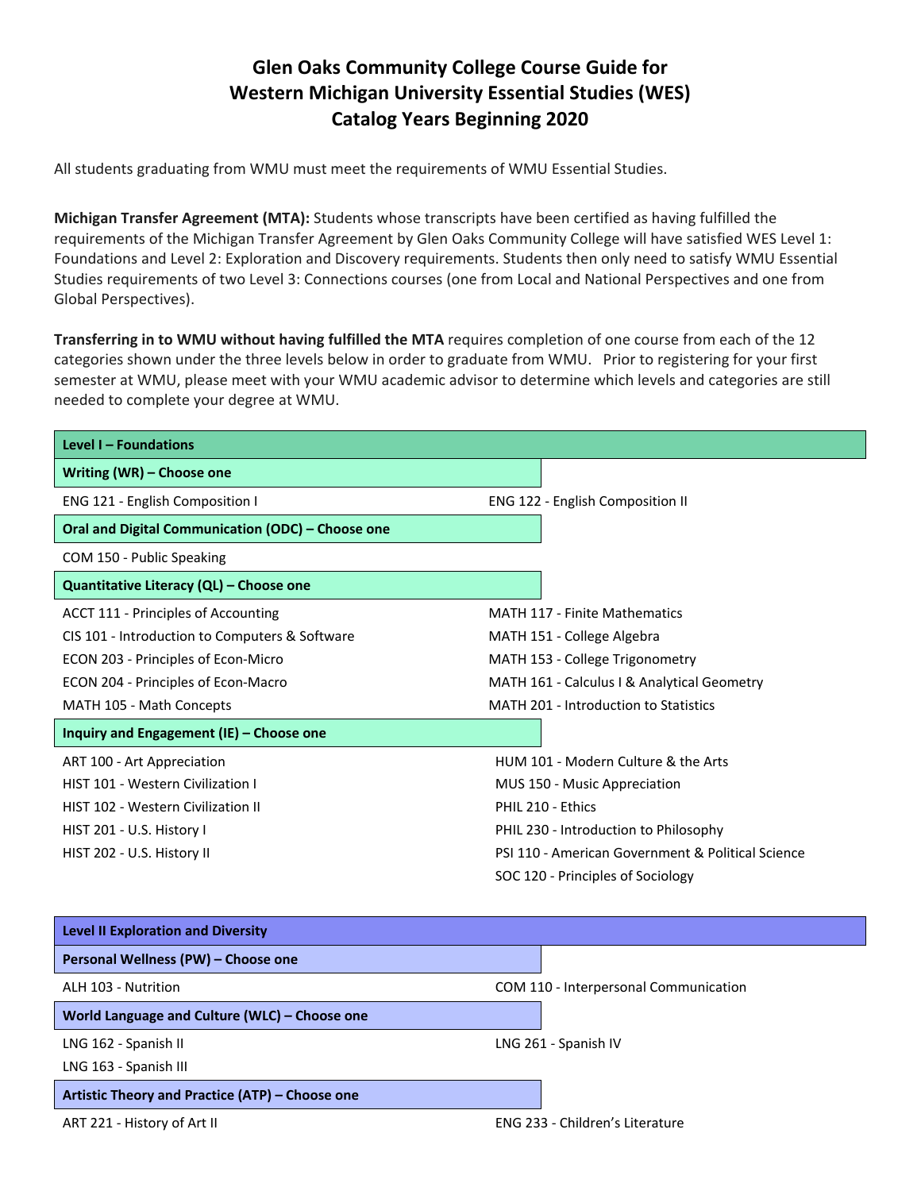# Glen Oaks Community College Course Guide for Western Michigan University Essential Studies (WES) Catalog Years Beginning 2020

All students graduating from WMU must meet the requirements of WMU Essential Studies.

**Michigan Transfer Agreement (MTA):** Students whose transcripts have been certified as having fulfilled the requirements of the Michigan Transfer Agreement by Glen Oaks Community College will have satisfied WES Level 1: Foundations and Level 2: Exploration and Discovery requirements. Students then only need to satisfy WMU Essential Studies requirements of two Level 3: Connections courses (one from Local and National Perspectives and one from Global Perspectives).

**Transferring in to WMU without having fulfilled the MTA** requires completion of one course from each of the 12 categories shown under the three levels below in order to graduate from WMU. Prior to registering for your first semester at WMU, please meet with your WMU academic advisor to determine which levels and categories are still needed to complete your degree at WMU.

## Level I – Foundations

### Writing (WR) – Choose one

- ENG 121 - English Composition I
- ENG 122 - English Composition II

### Oral and Digital Communication (ODC) – Choose one

- COM 150 - Public Speaking

### Quantitative Literacy (QL) – Choose one

- ACCT 111 - Principles of Accounting
- CIS 101 - Introduction to Computers & Software
- ECON 203 - Principles of Econ-Micro
- ECON 204 - Principles of Econ-Macro
- MATH 105 - Math Concepts
- MATH 117 - Finite Mathematics
- MATH 151 - College Algebra
- MATH 153 - College Trigonometry
- MATH 161 - Calculus I & Analytical Geometry
- MATH 201 - Introduction to Statistics

### Inquiry and Engagement (IE) – Choose one

- ART 100 - Art Appreciation
- HIST 101 - Western Civilization I
- HIST 102 - Western Civilization II
- HIST 201 - U.S. History I
- HIST 202 - U.S. History II
- HUM 101 - Modern Culture & the Arts
- MUS 150 - Music Appreciation
- PHIL 210 - Ethics
- PHIL 230 - Introduction to Philosophy
- PSI 110 - American Government & Political Science
- SOC 120 - Principles of Sociology

## Level II Exploration and Diversity

### Personal Wellness (PW) – Choose one

- ALH 103 - Nutrition
- COM 110 - Interpersonal Communication

### World Language and Culture (WLC) – Choose one

- LNG 162 - Spanish II
- LNG 163 - Spanish III
- LNG 261 - Spanish IV

### Artistic Theory and Practice (ATP) – Choose one

- ART 221 - History of Art II
- ENG 233 - Children's Literature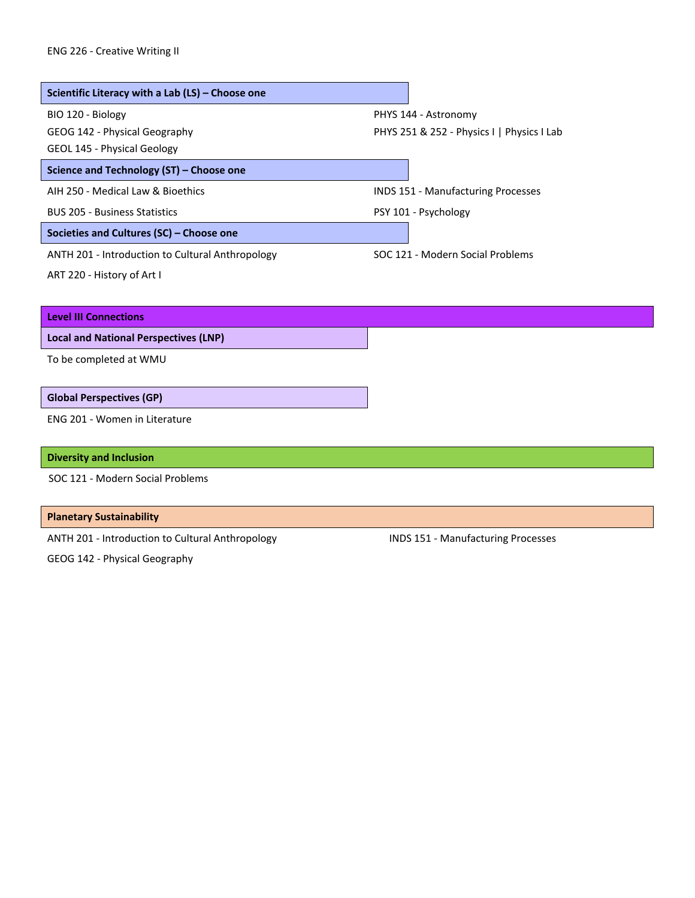ENG 226 - Creative Writing II

### Scientific Literacy with a Lab (LS) – Choose one

BIO 120 - Biology
GEOG 142 - Physical Geography
GEOL 145 - Physical Geology
PHYS 144 - Astronomy
PHYS 251 & 252 - Physics I | Physics I Lab

### Science and Technology (ST) – Choose one

AIH 250 - Medical Law & Bioethics
BUS 205 - Business Statistics
INDS 151 - Manufacturing Processes
PSY 101 - Psychology

### Societies and Cultures (SC) – Choose one

ANTH 201 - Introduction to Cultural Anthropology
ART 220 - History of Art I
SOC 121 - Modern Social Problems

## Level III Connections

### Local and National Perspectives (LNP)

To be completed at WMU

### Global Perspectives (GP)

ENG 201 - Women in Literature

## Diversity and Inclusion

SOC 121 - Modern Social Problems

## Planetary Sustainability

ANTH 201 - Introduction to Cultural Anthropology
GEOG 142 - Physical Geography
INDS 151 - Manufacturing Processes